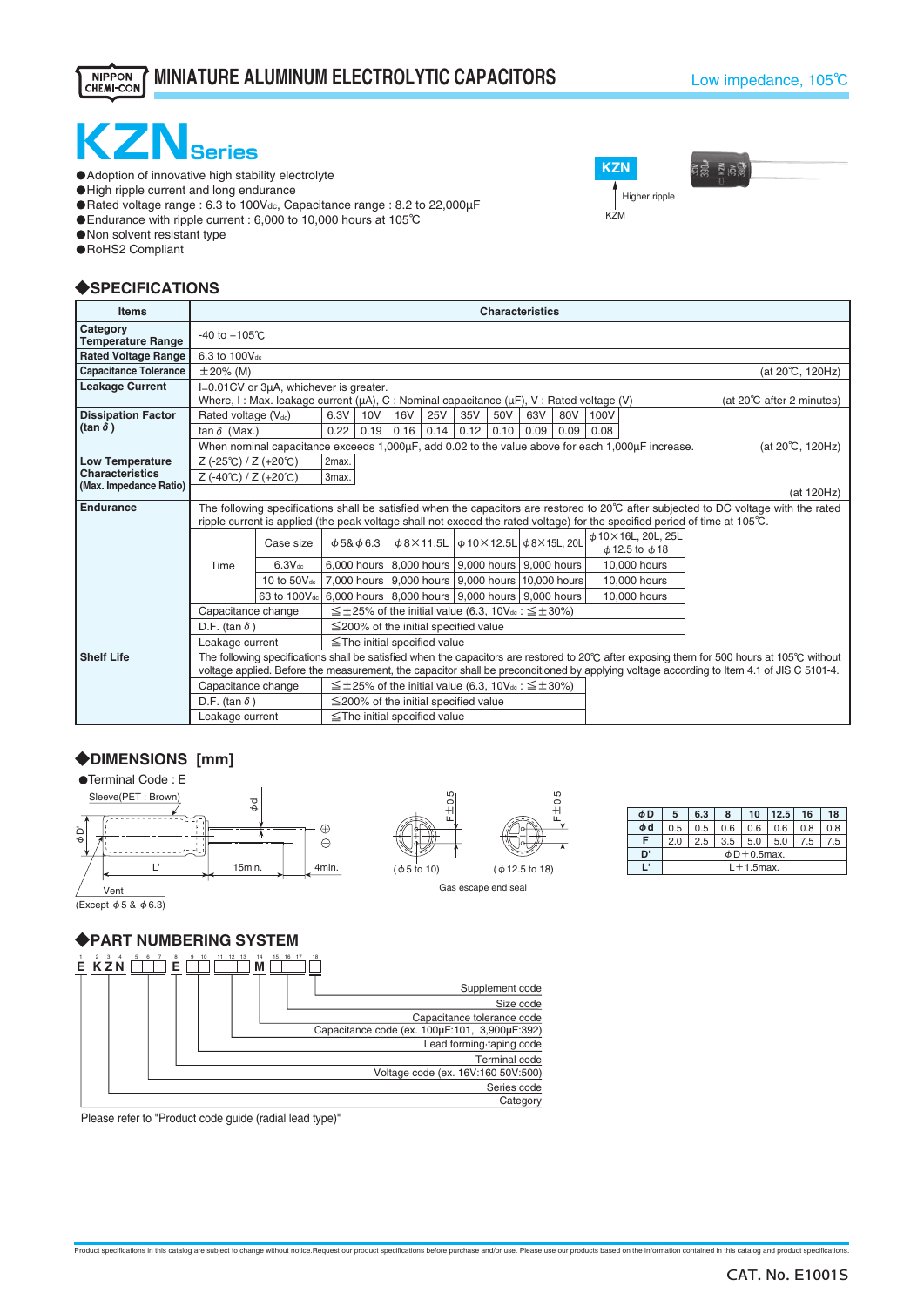NIPPON CHEMI-CON

# MINIATURE ALUMINUM ELECTROLYTIC CAPACITORS

Low impedance, 105℃

# KZN Series

- ●Adoption of innovative high stability electrolyte
- ●High ripple current and long endurance
- ●Rated voltage range : 6.3 to 100Vdc, Capacitance range : 8.2 to 22,000µF
- ●Endurance with ripple current : 6,000 to 10,000 hours at 105℃
- ●Non solvent resistant type
- ●RoHS2 Compliant

KZN
↑ Higher ripple
KZM

## ◆SPECIFICATIONS

| Items | Characteristics | | | | | | | | | | |
|---|---|---|---|---|---|---|---|---|---|---|---|
| Category Temperature Range | -40 to +105℃ | | | | | | | | | | |
| Rated Voltage Range | 6.3 to 100Vdc | | | | | | | | | | |
| Capacitance Tolerance | ±20% (M) (at 20℃, 120Hz) | | | | | | | | | | |
| Leakage Current | I=0.01CV or 3µA, whichever is greater. Where, I : Max. leakage current (µA), C : Nominal capacitance (µF), V : Rated voltage (V) (at 20℃ after 2 minutes) | | | | | | | | | | |
| Dissipation Factor (tan δ) | Rated voltage (Vdc) | 6.3V | 10V | 16V | 25V | 35V | 50V | 63V | 80V | 100V | |
| | tan δ (Max.) | 0.22 | 0.19 | 0.16 | 0.14 | 0.12 | 0.10 | 0.09 | 0.09 | 0.08 | |
| | When nominal capacitance exceeds 1,000µF, add 0.02 to the value above for each 1,000µF increase. (at 20℃, 120Hz) | | | | | | | | | | |
| Low Temperature Characteristics (Max. Impedance Ratio) | Z (-25℃) / Z (+20℃) | 2max. | | | | | | | | | |
| | Z (-40℃) / Z (+20℃) | 3max. | | | | | | | | | |
| | (at 120Hz) | | | | | | | | | | |

**Endurance**

The following specifications shall be satisfied when the capacitors are restored to 20℃ after subjected to DC voltage with the rated ripple current is applied (the peak voltage shall not exceed the rated voltage) for the specified period of time at 105℃.

| | Case size | φ5&φ6.3 | φ8×11.5L | φ10×12.5L | φ8×15L, 20L | φ10×16L, 20L, 25L φ12.5 to φ18 |
|---|---|---|---|---|---|---|
| Time | 6.3Vdc | 6,000 hours | 8,000 hours | 9,000 hours | 9,000 hours | 10,000 hours |
| | 10 to 50Vdc | 7,000 hours | 9,000 hours | 9,000 hours | 10,000 hours | 10,000 hours |
| | 63 to 100Vdc | 6,000 hours | 8,000 hours | 9,000 hours | 9,000 hours | 10,000 hours |

| | |
|---|---|
| Capacitance change | ≦±25% of the initial value (6.3, 10Vdc : ≦±30%) |
| D.F. (tan δ) | ≦200% of the initial specified value |
| Leakage current | ≦The initial specified value |

**Shelf Life**

The following specifications shall be satisfied when the capacitors are restored to 20℃ after exposing them for 500 hours at 105℃ without voltage applied. Before the measurement, the capacitor shall be preconditioned by applying voltage according to Item 4.1 of JIS C 5101-4.

| | |
|---|---|
| Capacitance change | ≦±25% of the initial value (6.3, 10Vdc : ≦±30%) |
| D.F. (tan δ) | ≦200% of the initial specified value |
| Leakage current | ≦The initial specified value |

## ◆DIMENSIONS [mm]

●Terminal Code : E

Sleeve(PET : Brown) φd φD' L' 15min. 4min. ⊕ ⊖ Vent (Except φ5 & φ6.3)

F±0.5 (φ5 to 10) F±0.5 (φ12.5 to 18)

Gas escape end seal

| φD | 5 | 6.3 | 8 | 10 | 12.5 | 16 | 18 |
|---|---|---|---|---|---|---|---|
| φd | 0.5 | 0.5 | 0.6 | 0.6 | 0.6 | 0.8 | 0.8 |
| F | 2.0 | 2.5 | 3.5 | 5.0 | 5.0 | 7.5 | 7.5 |
| D' | φD+0.5max. | | | | | | |
| L' | L+1.5max. | | | | | | |

## ◆PART NUMBERING SYSTEM

E KZN □□□ E □□ □□□ M □□□ □

- Supplement code
- Size code
- Capacitance tolerance code
- Capacitance code (ex. 100µF:101, 3,900µF:392)
- Lead forming·taping code
- Terminal code
- Voltage code (ex. 16V:160 50V:500)
- Series code
- Category

Please refer to "Product code guide (radial lead type)"

Product specifications in this catalog are subject to change without notice.Request our product specifications before purchase and/or use. Please use our products based on the information contained in this catalog and product specifications.

CAT. No. E1001S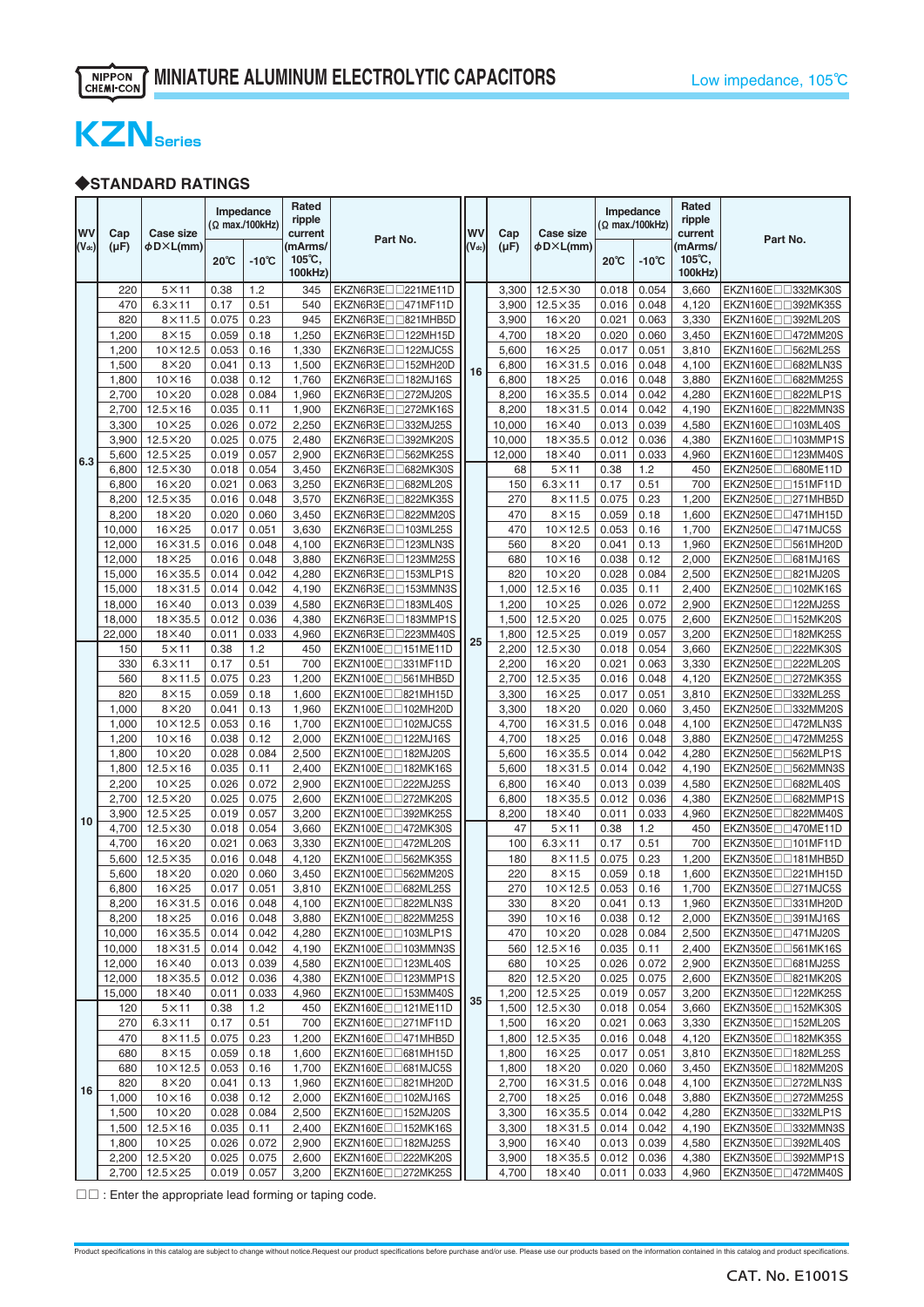MINIATURE ALUMINUM ELECTROLYTIC CAPACITORS

Low impedance, 105℃

# KZN Series

### ◆STANDARD RATINGS

| WV (Vdc) | Cap (μF) | Case size ϕD×L(mm) | Impedance (Ω max./100kHz) 20℃ | Impedance (Ω max./100kHz) -10℃ | Rated ripple current (mArms/105℃, 100kHz) | Part No. |
|---|---|---|---|---|---|---|
| 6.3 | 220 | 5×11 | 0.38 | 1.2 | 345 | EKZN6R3E□□221ME11D |
| | 470 | 6.3×11 | 0.17 | 0.51 | 540 | EKZN6R3E□□471MF11D |
| | 820 | 8×11.5 | 0.075 | 0.23 | 945 | EKZN6R3E□□821MHB5D |
| | 1,200 | 8×15 | 0.059 | 0.18 | 1,250 | EKZN6R3E□□122MH15D |
| | 1,200 | 10×12.5 | 0.053 | 0.16 | 1,330 | EKZN6R3E□□122MJC5S |
| | 1,500 | 8×20 | 0.041 | 0.13 | 1,500 | EKZN6R3E□□152MH20D |
| | 1,800 | 10×16 | 0.038 | 0.12 | 1,760 | EKZN6R3E□□182MJ16S |
| | 2,700 | 10×20 | 0.028 | 0.084 | 1,960 | EKZN6R3E□□272MJ20S |
| | 2,700 | 12.5×16 | 0.035 | 0.11 | 1,900 | EKZN6R3E□□272MK16S |
| | 3,300 | 10×25 | 0.026 | 0.072 | 2,250 | EKZN6R3E□□332MJ25S |
| | 3,900 | 12.5×20 | 0.025 | 0.075 | 2,480 | EKZN6R3E□□392MK20S |
| | 5,600 | 12.5×25 | 0.019 | 0.057 | 2,900 | EKZN6R3E□□562MK25S |
| | 6,800 | 12.5×30 | 0.018 | 0.054 | 3,450 | EKZN6R3E□□682MK30S |
| | 6,800 | 16×20 | 0.021 | 0.063 | 3,250 | EKZN6R3E□□682ML20S |
| | 8,200 | 12.5×35 | 0.016 | 0.048 | 3,570 | EKZN6R3E□□822MK35S |
| | 8,200 | 18×20 | 0.020 | 0.060 | 3,450 | EKZN6R3E□□822MM20S |
| | 10,000 | 16×25 | 0.017 | 0.051 | 3,630 | EKZN6R3E□□103ML25S |
| | 12,000 | 16×31.5 | 0.016 | 0.048 | 4,100 | EKZN6R3E□□123MLN3S |
| | 12,000 | 18×25 | 0.016 | 0.048 | 3,880 | EKZN6R3E□□123MM25S |
| | 15,000 | 16×35.5 | 0.014 | 0.042 | 4,280 | EKZN6R3E□□153MLP1S |
| | 15,000 | 18×31.5 | 0.014 | 0.042 | 4,190 | EKZN6R3E□□153MMN3S |
| | 18,000 | 16×40 | 0.013 | 0.039 | 4,580 | EKZN6R3E□□183ML40S |
| | 18,000 | 18×35.5 | 0.012 | 0.036 | 4,380 | EKZN6R3E□□183MMP1S |
| | 22,000 | 18×40 | 0.011 | 0.033 | 4,960 | EKZN6R3E□□223MM40S |
| 10 | 150 | 5×11 | 0.38 | 1.2 | 450 | EKZN100E□□151ME11D |
| | 330 | 6.3×11 | 0.17 | 0.51 | 700 | EKZN100E□□331MF11D |
| | 560 | 8×11.5 | 0.075 | 0.23 | 1,200 | EKZN100E□□561MHB5D |
| | 820 | 8×15 | 0.059 | 0.18 | 1,600 | EKZN100E□□821MH15D |
| | 1,000 | 8×20 | 0.041 | 0.13 | 1,960 | EKZN100E□□102MH20D |
| | 1,000 | 10×12.5 | 0.053 | 0.16 | 1,700 | EKZN100E□□102MJC5S |
| | 1,200 | 10×16 | 0.038 | 0.12 | 2,000 | EKZN100E□□122MJ16S |
| | 1,800 | 10×20 | 0.028 | 0.084 | 2,500 | EKZN100E□□182MJ20S |
| | 1,800 | 12.5×16 | 0.035 | 0.11 | 2,400 | EKZN100E□□182MK16S |
| | 2,200 | 10×25 | 0.026 | 0.072 | 2,900 | EKZN100E□□222MJ25S |
| | 2,700 | 12.5×20 | 0.025 | 0.075 | 2,600 | EKZN100E□□272MK20S |
| | 3,900 | 12.5×25 | 0.019 | 0.057 | 3,200 | EKZN100E□□392MK25S |
| | 4,700 | 12.5×30 | 0.018 | 0.054 | 3,660 | EKZN100E□□472MK30S |
| | 4,700 | 16×20 | 0.021 | 0.063 | 3,330 | EKZN100E□□472ML20S |
| | 5,600 | 12.5×35 | 0.016 | 0.048 | 4,120 | EKZN100E□□562MK35S |
| | 5,600 | 18×20 | 0.020 | 0.060 | 3,450 | EKZN100E□□562MM20S |
| | 6,800 | 16×25 | 0.017 | 0.051 | 3,810 | EKZN100E□□682ML25S |
| | 8,200 | 16×31.5 | 0.016 | 0.048 | 4,100 | EKZN100E□□822MLN3S |
| | 8,200 | 18×25 | 0.016 | 0.048 | 3,880 | EKZN100E□□822MM25S |
| | 10,000 | 16×35.5 | 0.014 | 0.042 | 4,280 | EKZN100E□□103MLP1S |
| | 10,000 | 18×31.5 | 0.014 | 0.042 | 4,190 | EKZN100E□□103MMN3S |
| | 12,000 | 16×40 | 0.013 | 0.039 | 4,580 | EKZN100E□□123ML40S |
| | 12,000 | 18×35.5 | 0.012 | 0.036 | 4,380 | EKZN100E□□123MMP1S |
| | 15,000 | 18×40 | 0.011 | 0.033 | 4,960 | EKZN100E□□153MM40S |
| 16 | 120 | 5×11 | 0.38 | 1.2 | 450 | EKZN160E□□121ME11D |
| | 270 | 6.3×11 | 0.17 | 0.51 | 700 | EKZN160E□□271MF11D |
| | 470 | 8×11.5 | 0.075 | 0.23 | 1,200 | EKZN160E□□471MHB5D |
| | 680 | 8×15 | 0.059 | 0.18 | 1,600 | EKZN160E□□681MH15D |
| | 680 | 10×12.5 | 0.053 | 0.16 | 1,700 | EKZN160E□□681MJC5S |
| | 820 | 8×20 | 0.041 | 0.13 | 1,960 | EKZN160E□□821MH20D |
| | 1,000 | 10×16 | 0.038 | 0.12 | 2,000 | EKZN160E□□102MJ16S |
| | 1,500 | 10×20 | 0.028 | 0.084 | 2,500 | EKZN160E□□152MJ20S |
| | 1,500 | 12.5×16 | 0.035 | 0.11 | 2,400 | EKZN160E□□152MK16S |
| | 1,800 | 10×25 | 0.026 | 0.072 | 2,900 | EKZN160E□□182MJ25S |
| | 2,200 | 12.5×20 | 0.025 | 0.075 | 2,600 | EKZN160E□□222MK20S |
| | 2,700 | 12.5×25 | 0.019 | 0.057 | 3,200 | EKZN160E□□272MK25S |
| | 3,300 | 12.5×30 | 0.018 | 0.054 | 3,660 | EKZN160E□□332MK30S |
| | 3,900 | 12.5×35 | 0.016 | 0.048 | 4,120 | EKZN160E□□392MK35S |
| | 3,900 | 16×20 | 0.021 | 0.063 | 3,330 | EKZN160E□□392ML20S |
| | 4,700 | 18×20 | 0.020 | 0.060 | 3,450 | EKZN160E□□472MM20S |
| | 5,600 | 16×25 | 0.017 | 0.051 | 3,810 | EKZN160E□□562ML25S |
| | 6,800 | 16×31.5 | 0.016 | 0.048 | 4,100 | EKZN160E□□682MLN3S |
| | 6,800 | 18×25 | 0.016 | 0.048 | 3,880 | EKZN160E□□682MM25S |
| | 8,200 | 16×35.5 | 0.014 | 0.042 | 4,280 | EKZN160E□□822MLP1S |
| | 8,200 | 18×31.5 | 0.014 | 0.042 | 4,190 | EKZN160E□□822MMN3S |
| | 10,000 | 16×40 | 0.013 | 0.039 | 4,580 | EKZN160E□□103ML40S |
| | 10,000 | 18×35.5 | 0.012 | 0.036 | 4,380 | EKZN160E□□103MMP1S |
| | 12,000 | 18×40 | 0.011 | 0.033 | 4,960 | EKZN160E□□123MM40S |
| 25 | 68 | 5×11 | 0.38 | 1.2 | 450 | EKZN250E□□680ME11D |
| | 150 | 6.3×11 | 0.17 | 0.51 | 700 | EKZN250E□□151MF11D |
| | 270 | 8×11.5 | 0.075 | 0.23 | 1,200 | EKZN250E□□271MHB5D |
| | 470 | 8×15 | 0.059 | 0.18 | 1,600 | EKZN250E□□471MH15D |
| | 470 | 10×12.5 | 0.053 | 0.16 | 1,700 | EKZN250E□□471MJC5S |
| | 560 | 8×20 | 0.041 | 0.13 | 1,960 | EKZN250E□□561MH20D |
| | 680 | 10×16 | 0.038 | 0.12 | 2,000 | EKZN250E□□681MJ16S |
| | 820 | 10×20 | 0.028 | 0.084 | 2,500 | EKZN250E□□821MJ20S |
| | 1,000 | 12.5×16 | 0.035 | 0.11 | 2,400 | EKZN250E□□102MK16S |
| | 1,200 | 10×25 | 0.026 | 0.072 | 2,900 | EKZN250E□□122MJ25S |
| | 1,500 | 12.5×20 | 0.025 | 0.075 | 2,600 | EKZN250E□□152MK20S |
| | 1,800 | 12.5×25 | 0.019 | 0.057 | 3,200 | EKZN250E□□182MK25S |
| | 2,200 | 12.5×30 | 0.018 | 0.054 | 3,660 | EKZN250E□□222MK30S |
| | 2,200 | 16×20 | 0.021 | 0.063 | 3,330 | EKZN250E□□222ML20S |
| | 2,700 | 12.5×35 | 0.016 | 0.048 | 4,120 | EKZN250E□□272MK35S |
| | 3,300 | 16×25 | 0.017 | 0.051 | 3,810 | EKZN250E□□332ML25S |
| | 3,300 | 18×20 | 0.020 | 0.060 | 3,450 | EKZN250E□□332MM20S |
| | 4,700 | 16×31.5 | 0.016 | 0.048 | 4,100 | EKZN250E□□472MLN3S |
| | 4,700 | 18×25 | 0.016 | 0.048 | 3,880 | EKZN250E□□472MM25S |
| | 5,600 | 16×35.5 | 0.014 | 0.042 | 4,280 | EKZN250E□□562MLP1S |
| | 5,600 | 18×31.5 | 0.014 | 0.042 | 4,190 | EKZN250E□□562MMN3S |
| | 6,800 | 16×40 | 0.013 | 0.039 | 4,580 | EKZN250E□□682ML40S |
| | 6,800 | 18×35.5 | 0.012 | 0.036 | 4,380 | EKZN250E□□682MMP1S |
| | 8,200 | 18×40 | 0.011 | 0.033 | 4,960 | EKZN250E□□822MM40S |
| 35 | 47 | 5×11 | 0.38 | 1.2 | 450 | EKZN350E□□470ME11D |
| | 100 | 6.3×11 | 0.17 | 0.51 | 700 | EKZN350E□□101MF11D |
| | 180 | 8×11.5 | 0.075 | 0.23 | 1,200 | EKZN350E□□181MHB5D |
| | 220 | 8×15 | 0.059 | 0.18 | 1,600 | EKZN350E□□221MH15D |
| | 270 | 10×12.5 | 0.053 | 0.16 | 1,700 | EKZN350E□□271MJC5S |
| | 330 | 8×20 | 0.041 | 0.13 | 1,960 | EKZN350E□□331MH20D |
| | 390 | 10×16 | 0.038 | 0.12 | 2,000 | EKZN350E□□391MJ16S |
| | 470 | 10×20 | 0.028 | 0.084 | 2,500 | EKZN350E□□471MJ20S |
| | 560 | 12.5×16 | 0.035 | 0.11 | 2,400 | EKZN350E□□561MK16S |
| | 680 | 10×25 | 0.026 | 0.072 | 2,900 | EKZN350E□□681MJ25S |
| | 820 | 12.5×20 | 0.025 | 0.075 | 2,600 | EKZN350E□□821MK20S |
| | 1,200 | 12.5×25 | 0.019 | 0.057 | 3,200 | EKZN350E□□122MK25S |
| | 1,500 | 12.5×30 | 0.018 | 0.054 | 3,660 | EKZN350E□□152MK30S |
| | 1,500 | 16×20 | 0.021 | 0.063 | 3,330 | EKZN350E□□152ML20S |
| | 1,800 | 12.5×35 | 0.016 | 0.048 | 4,120 | EKZN350E□□182MK35S |
| | 1,800 | 16×25 | 0.017 | 0.051 | 3,810 | EKZN350E□□182ML25S |
| | 1,800 | 18×20 | 0.020 | 0.060 | 3,450 | EKZN350E□□182MM20S |
| | 2,700 | 16×31.5 | 0.016 | 0.048 | 4,100 | EKZN350E□□272MLN3S |
| | 2,700 | 18×25 | 0.016 | 0.048 | 3,880 | EKZN350E□□272MM25S |
| | 3,300 | 16×35.5 | 0.014 | 0.042 | 4,280 | EKZN350E□□332MLP1S |
| | 3,300 | 18×31.5 | 0.014 | 0.042 | 4,190 | EKZN350E□□332MMN3S |
| | 3,900 | 16×40 | 0.013 | 0.039 | 4,580 | EKZN350E□□392ML40S |
| | 3,900 | 18×35.5 | 0.012 | 0.036 | 4,380 | EKZN350E□□392MMP1S |
| | 4,700 | 18×40 | 0.011 | 0.033 | 4,960 | EKZN350E□□472MM40S |

□□ : Enter the appropriate lead forming or taping code.

Product specifications in this catalog are subject to change without notice.Request our product specifications before purchase and/or use. Please use our products based on the information contained in this catalog and product specifications.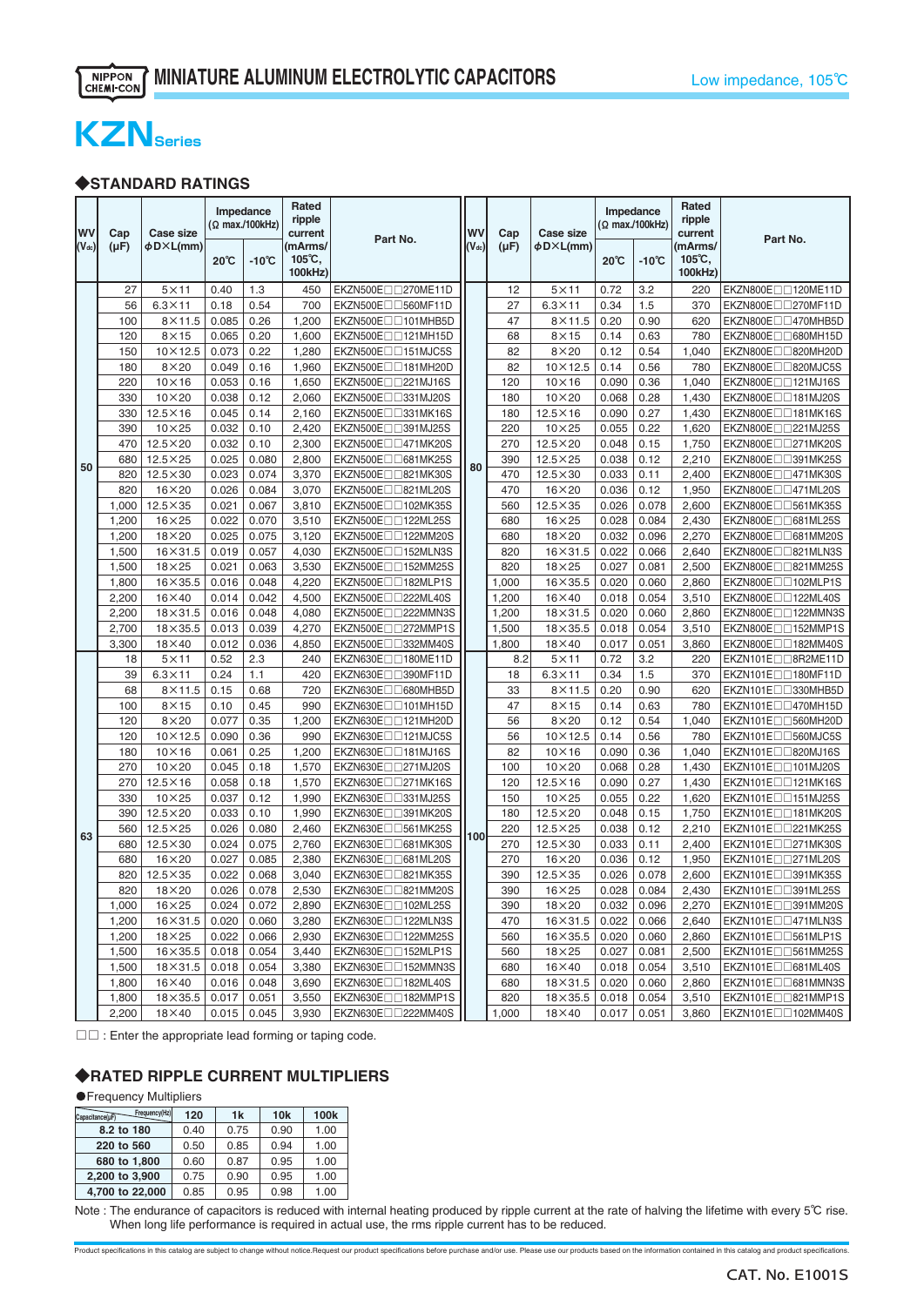# KZN Series

MINIATURE ALUMINUM ELECTROLYTIC CAPACITORS — Low impedance, 105℃

## ◆STANDARD RATINGS

| WV (Vdc) | Cap (μF) | Case size ϕD×L(mm) | Impedance (Ω max./100kHz) 20℃ | Impedance (Ω max./100kHz) -10℃ | Rated ripple current (mArms/105℃, 100kHz) | Part No. | WV (Vdc) | Cap (μF) | Case size ϕD×L(mm) | Impedance (Ω max./100kHz) 20℃ | Impedance (Ω max./100kHz) -10℃ | Rated ripple current (mArms/105℃, 100kHz) | Part No. |
|---|---|---|---|---|---|---|---|---|---|---|---|---|---|
| 50 | 27 | 5×11 | 0.40 | 1.3 | 450 | EKZN500E□□270ME11D | 80 | 12 | 5×11 | 0.72 | 3.2 | 220 | EKZN800E□□120ME11D |
| 50 | 56 | 6.3×11 | 0.18 | 0.54 | 700 | EKZN500E□□560MF11D | 80 | 27 | 6.3×11 | 0.34 | 1.5 | 370 | EKZN800E□□270MF11D |
| 50 | 100 | 8×11.5 | 0.085 | 0.26 | 1,200 | EKZN500E□□101MHB5D | 80 | 47 | 8×11.5 | 0.20 | 0.90 | 620 | EKZN800E□□470MHB5D |
| 50 | 120 | 8×15 | 0.065 | 0.20 | 1,600 | EKZN500E□□121MH15D | 80 | 68 | 8×15 | 0.14 | 0.63 | 780 | EKZN800E□□680MH15D |
| 50 | 150 | 10×12.5 | 0.073 | 0.22 | 1,280 | EKZN500E□□151MJC5S | 80 | 82 | 8×20 | 0.12 | 0.54 | 1,040 | EKZN800E□□820MH20D |
| 50 | 180 | 8×20 | 0.049 | 0.16 | 1,960 | EKZN500E□□181MH20D | 80 | 82 | 10×12.5 | 0.14 | 0.56 | 780 | EKZN800E□□820MJC5S |
| 50 | 220 | 10×16 | 0.053 | 0.16 | 1,650 | EKZN500E□□221MJ16S | 80 | 120 | 10×16 | 0.090 | 0.36 | 1,040 | EKZN800E□□121MJ16S |
| 50 | 330 | 10×20 | 0.038 | 0.12 | 2,060 | EKZN500E□□331MJ20S | 80 | 180 | 10×20 | 0.068 | 0.28 | 1,430 | EKZN800E□□181MJ20S |
| 50 | 330 | 12.5×16 | 0.045 | 0.14 | 2,160 | EKZN500E□□331MK16S | 80 | 180 | 12.5×16 | 0.090 | 0.27 | 1,430 | EKZN800E□□181MK16S |
| 50 | 390 | 10×25 | 0.032 | 0.10 | 2,420 | EKZN500E□□391MJ25S | 80 | 220 | 10×25 | 0.055 | 0.22 | 1,620 | EKZN800E□□221MJ25S |
| 50 | 470 | 12.5×20 | 0.032 | 0.10 | 2,300 | EKZN500E□□471MK20S | 80 | 270 | 12.5×20 | 0.048 | 0.15 | 1,750 | EKZN800E□□271MK20S |
| 50 | 680 | 12.5×25 | 0.025 | 0.080 | 2,800 | EKZN500E□□681MK25S | 80 | 390 | 12.5×25 | 0.038 | 0.12 | 2,210 | EKZN800E□□391MK25S |
| 50 | 820 | 12.5×30 | 0.023 | 0.074 | 3,370 | EKZN500E□□821MK30S | 80 | 470 | 12.5×30 | 0.033 | 0.11 | 2,400 | EKZN800E□□471MK30S |
| 50 | 820 | 16×20 | 0.026 | 0.084 | 3,070 | EKZN500E□□821ML20S | 80 | 470 | 16×20 | 0.036 | 0.12 | 1,950 | EKZN800E□□471ML20S |
| 50 | 1,000 | 12.5×35 | 0.021 | 0.067 | 3,810 | EKZN500E□□102MK35S | 80 | 560 | 12.5×35 | 0.026 | 0.078 | 2,600 | EKZN800E□□561MK35S |
| 50 | 1,200 | 16×25 | 0.022 | 0.070 | 3,510 | EKZN500E□□122ML25S | 80 | 680 | 16×25 | 0.028 | 0.084 | 2,430 | EKZN800E□□681ML25S |
| 50 | 1,200 | 18×20 | 0.025 | 0.075 | 3,120 | EKZN500E□□122MM20S | 80 | 680 | 18×20 | 0.032 | 0.096 | 2,270 | EKZN800E□□681MM20S |
| 50 | 1,500 | 16×31.5 | 0.019 | 0.057 | 4,030 | EKZN500E□□152MLN3S | 80 | 820 | 16×31.5 | 0.022 | 0.066 | 2,640 | EKZN800E□□821MLN3S |
| 50 | 1,500 | 18×25 | 0.021 | 0.063 | 3,530 | EKZN500E□□152MM25S | 80 | 820 | 18×25 | 0.027 | 0.081 | 2,500 | EKZN800E□□821MM25S |
| 50 | 1,800 | 16×35.5 | 0.016 | 0.048 | 4,220 | EKZN500E□□182MLP1S | 80 | 1,000 | 16×35.5 | 0.020 | 0.060 | 2,860 | EKZN800E□□102MLP1S |
| 50 | 2,200 | 16×40 | 0.014 | 0.042 | 4,500 | EKZN500E□□222ML40S | 80 | 1,200 | 16×40 | 0.018 | 0.054 | 3,510 | EKZN800E□□122ML40S |
| 50 | 2,200 | 18×31.5 | 0.016 | 0.048 | 4,080 | EKZN500E□□222MMN3S | 80 | 1,200 | 18×31.5 | 0.020 | 0.060 | 2,860 | EKZN800E□□122MMN3S |
| 50 | 2,700 | 18×35.5 | 0.013 | 0.039 | 4,270 | EKZN500E□□272MMP1S | 80 | 1,500 | 18×35.5 | 0.018 | 0.054 | 3,510 | EKZN800E□□152MMP1S |
| 50 | 3,300 | 18×40 | 0.012 | 0.036 | 4,850 | EKZN500E□□332MM40S | 80 | 1,800 | 18×40 | 0.017 | 0.051 | 3,860 | EKZN800E□□182MM40S |
| 63 | 18 | 5×11 | 0.52 | 2.3 | 240 | EKZN630E□□180ME11D | 100 | 8.2 | 5×11 | 0.72 | 3.2 | 220 | EKZN101E□□8R2ME11D |
| 63 | 39 | 6.3×11 | 0.24 | 1.1 | 420 | EKZN630E□□390MF11D | 100 | 18 | 6.3×11 | 0.34 | 1.5 | 370 | EKZN101E□□180MF11D |
| 63 | 68 | 8×11.5 | 0.15 | 0.68 | 720 | EKZN630E□□680MHB5D | 100 | 33 | 8×11.5 | 0.20 | 0.90 | 620 | EKZN101E□□330MHB5D |
| 63 | 100 | 8×15 | 0.10 | 0.45 | 990 | EKZN630E□□101MH15D | 100 | 47 | 8×15 | 0.14 | 0.63 | 780 | EKZN101E□□470MH15D |
| 63 | 120 | 8×20 | 0.077 | 0.35 | 1,200 | EKZN630E□□121MH20D | 100 | 56 | 8×20 | 0.12 | 0.54 | 1,040 | EKZN101E□□560MH20D |
| 63 | 120 | 10×12.5 | 0.090 | 0.36 | 990 | EKZN630E□□121MJC5S | 100 | 56 | 10×12.5 | 0.14 | 0.56 | 780 | EKZN101E□□560MJC5S |
| 63 | 180 | 10×16 | 0.061 | 0.25 | 1,200 | EKZN630E□□181MJ16S | 100 | 82 | 10×16 | 0.090 | 0.36 | 1,040 | EKZN101E□□820MJ16S |
| 63 | 270 | 10×20 | 0.045 | 0.18 | 1,570 | EKZN630E□□271MJ20S | 100 | 100 | 10×20 | 0.068 | 0.28 | 1,430 | EKZN101E□□101MJ20S |
| 63 | 270 | 12.5×16 | 0.058 | 0.18 | 1,570 | EKZN630E□□271MK16S | 100 | 120 | 12.5×16 | 0.090 | 0.27 | 1,430 | EKZN101E□□121MK16S |
| 63 | 330 | 10×25 | 0.037 | 0.12 | 1,990 | EKZN630E□□331MJ25S | 100 | 150 | 10×25 | 0.055 | 0.22 | 1,620 | EKZN101E□□151MJ25S |
| 63 | 390 | 12.5×20 | 0.033 | 0.10 | 1,990 | EKZN630E□□391MK20S | 100 | 180 | 12.5×20 | 0.048 | 0.15 | 1,750 | EKZN101E□□181MK20S |
| 63 | 560 | 12.5×25 | 0.026 | 0.080 | 2,460 | EKZN630E□□561MK25S | 100 | 220 | 12.5×25 | 0.038 | 0.12 | 2,210 | EKZN101E□□221MK25S |
| 63 | 680 | 12.5×30 | 0.024 | 0.075 | 2,760 | EKZN630E□□681MK30S | 100 | 270 | 12.5×30 | 0.033 | 0.11 | 2,400 | EKZN101E□□271MK30S |
| 63 | 680 | 16×20 | 0.027 | 0.085 | 2,380 | EKZN630E□□681ML20S | 100 | 270 | 16×20 | 0.036 | 0.12 | 1,950 | EKZN101E□□271ML20S |
| 63 | 820 | 12.5×35 | 0.022 | 0.068 | 3,040 | EKZN630E□□821MK35S | 100 | 390 | 12.5×35 | 0.026 | 0.078 | 2,600 | EKZN101E□□391MK35S |
| 63 | 820 | 18×20 | 0.026 | 0.078 | 2,530 | EKZN630E□□821MM20S | 100 | 390 | 16×25 | 0.028 | 0.084 | 2,430 | EKZN101E□□391ML25S |
| 63 | 1,000 | 16×25 | 0.024 | 0.072 | 2,890 | EKZN630E□□102ML25S | 100 | 390 | 18×20 | 0.032 | 0.096 | 2,270 | EKZN101E□□391MM20S |
| 63 | 1,200 | 16×31.5 | 0.020 | 0.060 | 3,280 | EKZN630E□□122MLN3S | 100 | 470 | 16×31.5 | 0.022 | 0.066 | 2,640 | EKZN101E□□471MLN3S |
| 63 | 1,200 | 18×25 | 0.022 | 0.066 | 2,930 | EKZN630E□□122MM25S | 100 | 560 | 16×35.5 | 0.020 | 0.060 | 2,860 | EKZN101E□□561MLP1S |
| 63 | 1,500 | 16×35.5 | 0.018 | 0.054 | 3,440 | EKZN630E□□152MLP1S | 100 | 560 | 18×25 | 0.027 | 0.081 | 2,500 | EKZN101E□□561MM25S |
| 63 | 1,500 | 18×31.5 | 0.018 | 0.054 | 3,380 | EKZN630E□□152MMN3S | 100 | 680 | 16×40 | 0.018 | 0.054 | 3,510 | EKZN101E□□681ML40S |
| 63 | 1,800 | 16×40 | 0.016 | 0.048 | 3,690 | EKZN630E□□182ML40S | 100 | 680 | 18×31.5 | 0.020 | 0.060 | 2,860 | EKZN101E□□681MMN3S |
| 63 | 1,800 | 18×35.5 | 0.017 | 0.051 | 3,550 | EKZN630E□□182MMP1S | 100 | 820 | 18×35.5 | 0.018 | 0.054 | 3,510 | EKZN101E□□821MMP1S |
| 63 | 2,200 | 18×40 | 0.015 | 0.045 | 3,930 | EKZN630E□□222MM40S | 100 | 1,000 | 18×40 | 0.017 | 0.051 | 3,860 | EKZN101E□□102MM40S |

□□ : Enter the appropriate lead forming or taping code.

## ◆RATED RIPPLE CURRENT MULTIPLIERS

●Frequency Multipliers

| Capacitance(μF) \ Frequency(Hz) | 120 | 1k | 10k | 100k |
|---|---|---|---|---|
| 8.2 to 180 | 0.40 | 0.75 | 0.90 | 1.00 |
| 220 to 560 | 0.50 | 0.85 | 0.94 | 1.00 |
| 680 to 1,800 | 0.60 | 0.87 | 0.95 | 1.00 |
| 2,200 to 3,900 | 0.75 | 0.90 | 0.95 | 1.00 |
| 4,700 to 22,000 | 0.85 | 0.95 | 0.98 | 1.00 |

Note : The endurance of capacitors is reduced with internal heating produced by ripple current at the rate of halving the lifetime with every 5℃ rise. When long life performance is required in actual use, the rms ripple current has to be reduced.

Product specifications in this catalog are subject to change without notice.Request our product specifications before purchase and/or use. Please use our products based on the information contained in this catalog and product specifications.

CAT. No. E1001S